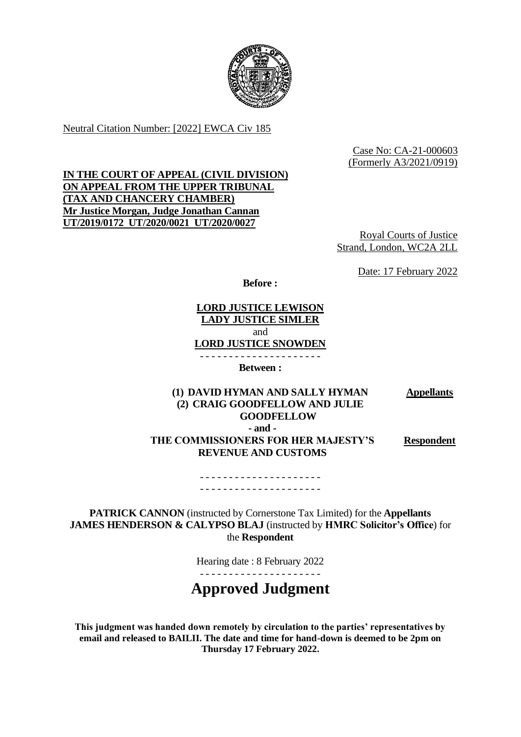Neutral Citation Number: [2022] EWCA Civ 185

Case No: CA-21-000603
(Formerly A3/2021/0919)

**IN THE COURT OF APPEAL (CIVIL DIVISION)**
**ON APPEAL FROM THE UPPER TRIBUNAL**
**(TAX AND CHANCERY CHAMBER)**
**Mr Justice Morgan, Judge Jonathan Cannan**
**UT/2019/0172 UT/2020/0021 UT/2020/0027**

Royal Courts of Justice
Strand, London, WC2A 2LL

Date: 17 February 2022

**Before :**

**LORD JUSTICE LEWISON**
**LADY JUSTICE SIMLER**
and
**LORD JUSTICE SNOWDEN**

- - - - - - - - - - - - - - - - - - - - -

**Between :**

| | |
|---|---|
| **(1) DAVID HYMAN AND SALLY HYMAN** **(2) CRAIG GOODFELLOW AND JULIE GOODFELLOW** | **Appellants** |
| **- and -** | |
| **THE COMMISSIONERS FOR HER MAJESTY'S REVENUE AND CUSTOMS** | **Respondent** |

- - - - - - - - - - - - - - - - - - - - -
- - - - - - - - - - - - - - - - - - - - -

**PATRICK CANNON** (instructed by Cornerstone Tax Limited) for the **Appellants**
**JAMES HENDERSON & CALYPSO BLAJ** (instructed by **HMRC Solicitor's Office**) for the **Respondent**

Hearing date : 8 February 2022

- - - - - - - - - - - - - - - - - - - - -

# Approved Judgment

**This judgment was handed down remotely by circulation to the parties' representatives by email and released to BAILII. The date and time for hand-down is deemed to be 2pm on Thursday 17 February 2022.**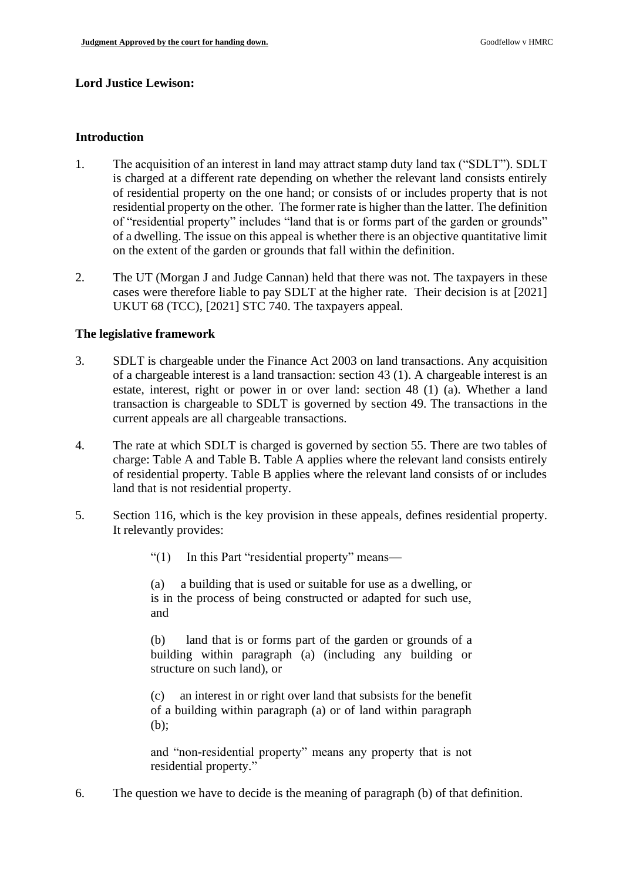**Lord Justice Lewison:**

**Introduction**

1. The acquisition of an interest in land may attract stamp duty land tax ("SDLT"). SDLT is charged at a different rate depending on whether the relevant land consists entirely of residential property on the one hand; or consists of or includes property that is not residential property on the other. The former rate is higher than the latter. The definition of "residential property" includes "land that is or forms part of the garden or grounds" of a dwelling. The issue on this appeal is whether there is an objective quantitative limit on the extent of the garden or grounds that fall within the definition.

2. The UT (Morgan J and Judge Cannan) held that there was not. The taxpayers in these cases were therefore liable to pay SDLT at the higher rate. Their decision is at [2021] UKUT 68 (TCC), [2021] STC 740. The taxpayers appeal.

**The legislative framework**

3. SDLT is chargeable under the Finance Act 2003 on land transactions. Any acquisition of a chargeable interest is a land transaction: section 43 (1). A chargeable interest is an estate, interest, right or power in or over land: section 48 (1) (a). Whether a land transaction is chargeable to SDLT is governed by section 49. The transactions in the current appeals are all chargeable transactions.

4. The rate at which SDLT is charged is governed by section 55. There are two tables of charge: Table A and Table B. Table A applies where the relevant land consists entirely of residential property. Table B applies where the relevant land consists of or includes land that is not residential property.

5. Section 116, which is the key provision in these appeals, defines residential property. It relevantly provides:

> "(1) In this Part "residential property" means—
>
> (a) a building that is used or suitable for use as a dwelling, or is in the process of being constructed or adapted for such use, and
>
> (b) land that is or forms part of the garden or grounds of a building within paragraph (a) (including any building or structure on such land), or
>
> (c) an interest in or right over land that subsists for the benefit of a building within paragraph (a) or of land within paragraph (b);
>
> and "non-residential property" means any property that is not residential property."

6. The question we have to decide is the meaning of paragraph (b) of that definition.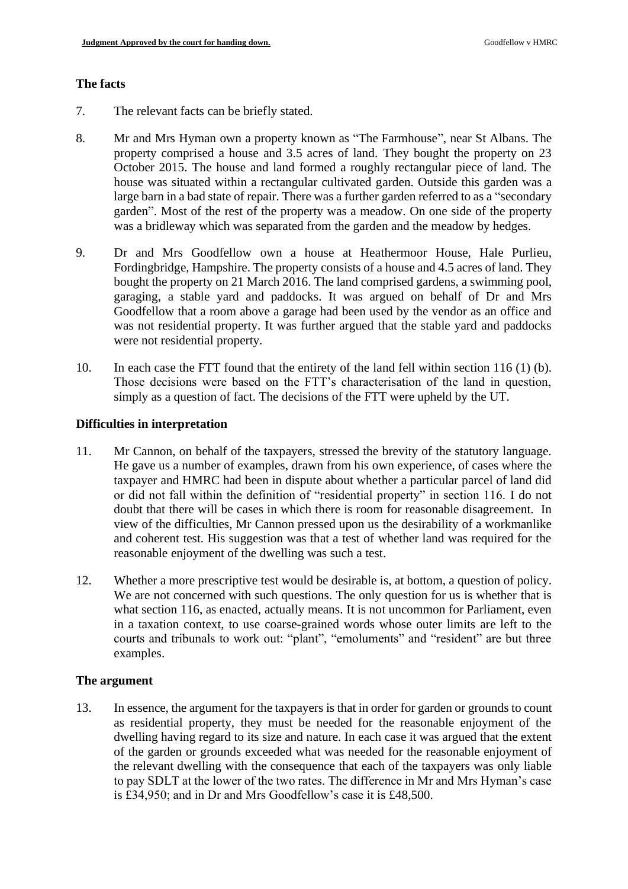## The facts

7. The relevant facts can be briefly stated.

8. Mr and Mrs Hyman own a property known as "The Farmhouse", near St Albans. The property comprised a house and 3.5 acres of land. They bought the property on 23 October 2015. The house and land formed a roughly rectangular piece of land. The house was situated within a rectangular cultivated garden. Outside this garden was a large barn in a bad state of repair. There was a further garden referred to as a "secondary garden". Most of the rest of the property was a meadow. On one side of the property was a bridleway which was separated from the garden and the meadow by hedges.

9. Dr and Mrs Goodfellow own a house at Heathermoor House, Hale Purlieu, Fordingbridge, Hampshire. The property consists of a house and 4.5 acres of land. They bought the property on 21 March 2016. The land comprised gardens, a swimming pool, garaging, a stable yard and paddocks. It was argued on behalf of Dr and Mrs Goodfellow that a room above a garage had been used by the vendor as an office and was not residential property. It was further argued that the stable yard and paddocks were not residential property.

10. In each case the FTT found that the entirety of the land fell within section 116 (1) (b). Those decisions were based on the FTT's characterisation of the land in question, simply as a question of fact. The decisions of the FTT were upheld by the UT.

## Difficulties in interpretation

11. Mr Cannon, on behalf of the taxpayers, stressed the brevity of the statutory language. He gave us a number of examples, drawn from his own experience, of cases where the taxpayer and HMRC had been in dispute about whether a particular parcel of land did or did not fall within the definition of "residential property" in section 116. I do not doubt that there will be cases in which there is room for reasonable disagreement. In view of the difficulties, Mr Cannon pressed upon us the desirability of a workmanlike and coherent test. His suggestion was that a test of whether land was required for the reasonable enjoyment of the dwelling was such a test.

12. Whether a more prescriptive test would be desirable is, at bottom, a question of policy. We are not concerned with such questions. The only question for us is whether that is what section 116, as enacted, actually means. It is not uncommon for Parliament, even in a taxation context, to use coarse-grained words whose outer limits are left to the courts and tribunals to work out: "plant", "emoluments" and "resident" are but three examples.

## The argument

13. In essence, the argument for the taxpayers is that in order for garden or grounds to count as residential property, they must be needed for the reasonable enjoyment of the dwelling having regard to its size and nature. In each case it was argued that the extent of the garden or grounds exceeded what was needed for the reasonable enjoyment of the relevant dwelling with the consequence that each of the taxpayers was only liable to pay SDLT at the lower of the two rates. The difference in Mr and Mrs Hyman's case is £34,950; and in Dr and Mrs Goodfellow's case it is £48,500.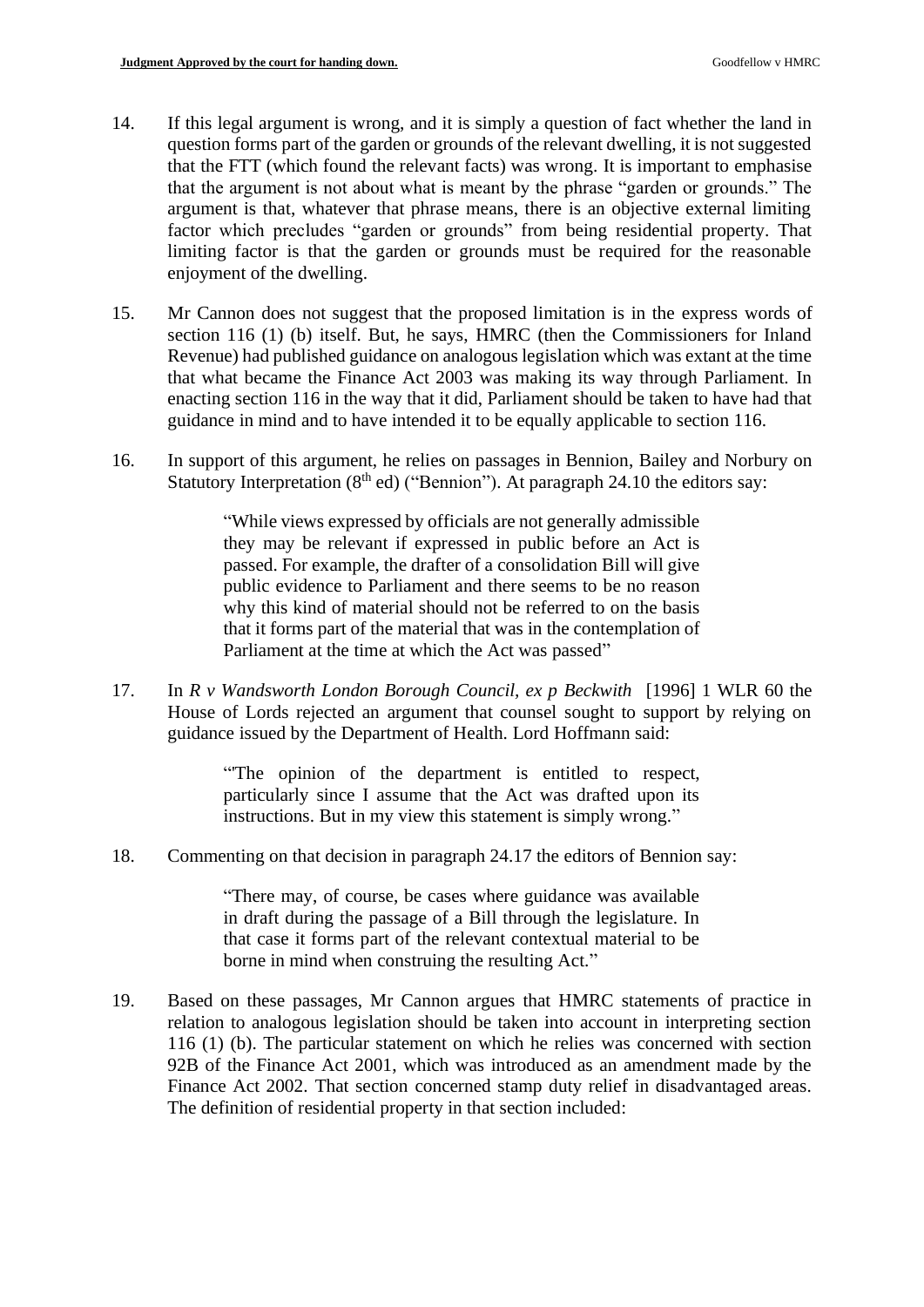14. If this legal argument is wrong, and it is simply a question of fact whether the land in question forms part of the garden or grounds of the relevant dwelling, it is not suggested that the FTT (which found the relevant facts) was wrong. It is important to emphasise that the argument is not about what is meant by the phrase "garden or grounds." The argument is that, whatever that phrase means, there is an objective external limiting factor which precludes "garden or grounds" from being residential property. That limiting factor is that the garden or grounds must be required for the reasonable enjoyment of the dwelling.

15. Mr Cannon does not suggest that the proposed limitation is in the express words of section 116 (1) (b) itself. But, he says, HMRC (then the Commissioners for Inland Revenue) had published guidance on analogous legislation which was extant at the time that what became the Finance Act 2003 was making its way through Parliament. In enacting section 116 in the way that it did, Parliament should be taken to have had that guidance in mind and to have intended it to be equally applicable to section 116.

16. In support of this argument, he relies on passages in Bennion, Bailey and Norbury on Statutory Interpretation (8th ed) ("Bennion"). At paragraph 24.10 the editors say:

> "While views expressed by officials are not generally admissible they may be relevant if expressed in public before an Act is passed. For example, the drafter of a consolidation Bill will give public evidence to Parliament and there seems to be no reason why this kind of material should not be referred to on the basis that it forms part of the material that was in the contemplation of Parliament at the time at which the Act was passed"

17. In *R v Wandsworth London Borough Council, ex p Beckwith* [1996] 1 WLR 60 the House of Lords rejected an argument that counsel sought to support by relying on guidance issued by the Department of Health. Lord Hoffmann said:

> "'The opinion of the department is entitled to respect, particularly since I assume that the Act was drafted upon its instructions. But in my view this statement is simply wrong."

18. Commenting on that decision in paragraph 24.17 the editors of Bennion say:

> "There may, of course, be cases where guidance was available in draft during the passage of a Bill through the legislature. In that case it forms part of the relevant contextual material to be borne in mind when construing the resulting Act."

19. Based on these passages, Mr Cannon argues that HMRC statements of practice in relation to analogous legislation should be taken into account in interpreting section 116 (1) (b). The particular statement on which he relies was concerned with section 92B of the Finance Act 2001, which was introduced as an amendment made by the Finance Act 2002. That section concerned stamp duty relief in disadvantaged areas. The definition of residential property in that section included: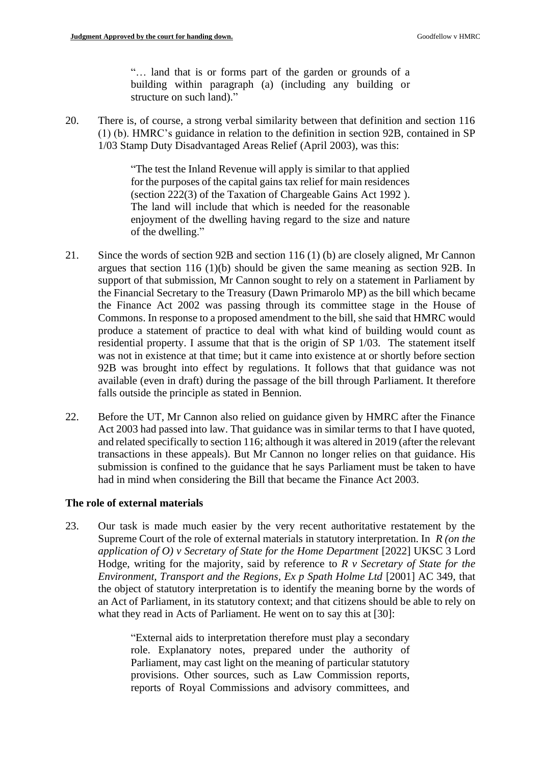> "… land that is or forms part of the garden or grounds of a building within paragraph (a) (including any building or structure on such land)."

20. There is, of course, a strong verbal similarity between that definition and section 116 (1) (b). HMRC's guidance in relation to the definition in section 92B, contained in SP 1/03 Stamp Duty Disadvantaged Areas Relief (April 2003), was this:

> "The test the Inland Revenue will apply is similar to that applied for the purposes of the capital gains tax relief for main residences (section 222(3) of the Taxation of Chargeable Gains Act 1992 ). The land will include that which is needed for the reasonable enjoyment of the dwelling having regard to the size and nature of the dwelling."

21. Since the words of section 92B and section 116 (1) (b) are closely aligned, Mr Cannon argues that section 116 (1)(b) should be given the same meaning as section 92B. In support of that submission, Mr Cannon sought to rely on a statement in Parliament by the Financial Secretary to the Treasury (Dawn Primarolo MP) as the bill which became the Finance Act 2002 was passing through its committee stage in the House of Commons. In response to a proposed amendment to the bill, she said that HMRC would produce a statement of practice to deal with what kind of building would count as residential property. I assume that that is the origin of SP 1/03. The statement itself was not in existence at that time; but it came into existence at or shortly before section 92B was brought into effect by regulations. It follows that that guidance was not available (even in draft) during the passage of the bill through Parliament. It therefore falls outside the principle as stated in Bennion.

22. Before the UT, Mr Cannon also relied on guidance given by HMRC after the Finance Act 2003 had passed into law. That guidance was in similar terms to that I have quoted, and related specifically to section 116; although it was altered in 2019 (after the relevant transactions in these appeals). But Mr Cannon no longer relies on that guidance. His submission is confined to the guidance that he says Parliament must be taken to have had in mind when considering the Bill that became the Finance Act 2003.

### The role of external materials

23. Our task is made much easier by the very recent authoritative restatement by the Supreme Court of the role of external materials in statutory interpretation. In *R (on the application of O) v Secretary of State for the Home Department* [2022] UKSC 3 Lord Hodge, writing for the majority, said by reference to *R v Secretary of State for the Environment, Transport and the Regions, Ex p Spath Holme Ltd* [2001] AC 349, that the object of statutory interpretation is to identify the meaning borne by the words of an Act of Parliament, in its statutory context; and that citizens should be able to rely on what they read in Acts of Parliament. He went on to say this at [30]:

> "External aids to interpretation therefore must play a secondary role. Explanatory notes, prepared under the authority of Parliament, may cast light on the meaning of particular statutory provisions. Other sources, such as Law Commission reports, reports of Royal Commissions and advisory committees, and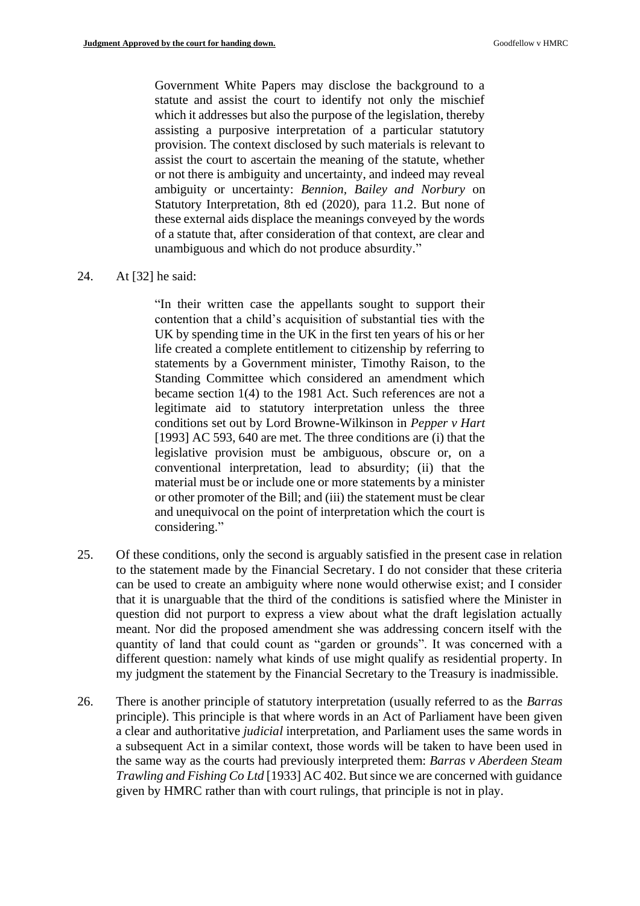> Government White Papers may disclose the background to a statute and assist the court to identify not only the mischief which it addresses but also the purpose of the legislation, thereby assisting a purposive interpretation of a particular statutory provision. The context disclosed by such materials is relevant to assist the court to ascertain the meaning of the statute, whether or not there is ambiguity and uncertainty, and indeed may reveal ambiguity or uncertainty: *Bennion, Bailey and Norbury* on Statutory Interpretation, 8th ed (2020), para 11.2. But none of these external aids displace the meanings conveyed by the words of a statute that, after consideration of that context, are clear and unambiguous and which do not produce absurdity."

24. At [32] he said:

> "In their written case the appellants sought to support their contention that a child's acquisition of substantial ties with the UK by spending time in the UK in the first ten years of his or her life created a complete entitlement to citizenship by referring to statements by a Government minister, Timothy Raison, to the Standing Committee which considered an amendment which became section 1(4) to the 1981 Act. Such references are not a legitimate aid to statutory interpretation unless the three conditions set out by Lord Browne-Wilkinson in *Pepper v Hart* [1993] AC 593, 640 are met. The three conditions are (i) that the legislative provision must be ambiguous, obscure or, on a conventional interpretation, lead to absurdity; (ii) that the material must be or include one or more statements by a minister or other promoter of the Bill; and (iii) the statement must be clear and unequivocal on the point of interpretation which the court is considering."

25. Of these conditions, only the second is arguably satisfied in the present case in relation to the statement made by the Financial Secretary. I do not consider that these criteria can be used to create an ambiguity where none would otherwise exist; and I consider that it is unarguable that the third of the conditions is satisfied where the Minister in question did not purport to express a view about what the draft legislation actually meant. Nor did the proposed amendment she was addressing concern itself with the quantity of land that could count as "garden or grounds". It was concerned with a different question: namely what kinds of use might qualify as residential property. In my judgment the statement by the Financial Secretary to the Treasury is inadmissible.

26. There is another principle of statutory interpretation (usually referred to as the *Barras* principle). This principle is that where words in an Act of Parliament have been given a clear and authoritative *judicial* interpretation, and Parliament uses the same words in a subsequent Act in a similar context, those words will be taken to have been used in the same way as the courts had previously interpreted them: *Barras v Aberdeen Steam Trawling and Fishing Co Ltd* [1933] AC 402. But since we are concerned with guidance given by HMRC rather than with court rulings, that principle is not in play.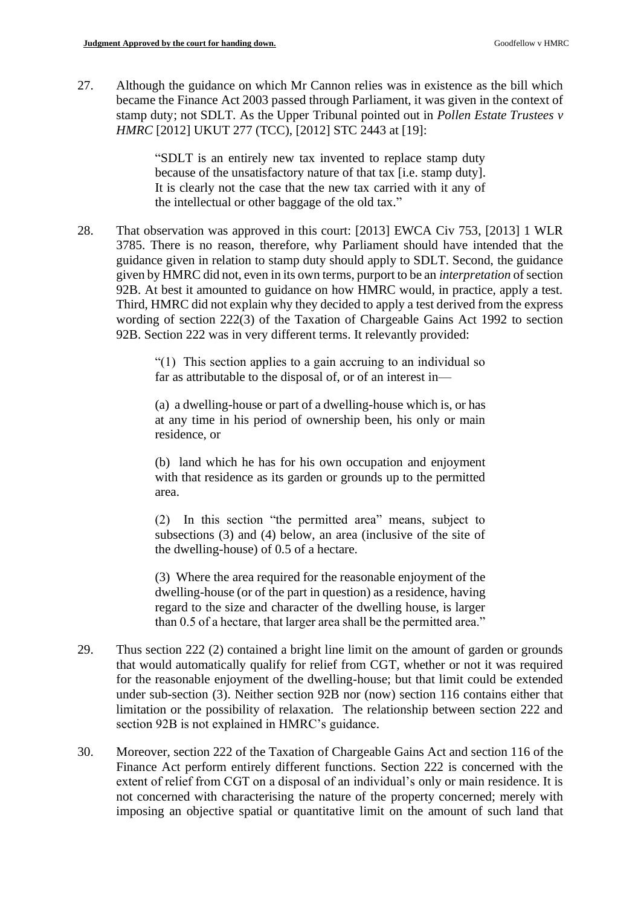27. Although the guidance on which Mr Cannon relies was in existence as the bill which became the Finance Act 2003 passed through Parliament, it was given in the context of stamp duty; not SDLT. As the Upper Tribunal pointed out in *Pollen Estate Trustees v HMRC* [2012] UKUT 277 (TCC), [2012] STC 2443 at [19]:

> "SDLT is an entirely new tax invented to replace stamp duty because of the unsatisfactory nature of that tax [i.e. stamp duty]. It is clearly not the case that the new tax carried with it any of the intellectual or other baggage of the old tax."

28. That observation was approved in this court: [2013] EWCA Civ 753, [2013] 1 WLR 3785. There is no reason, therefore, why Parliament should have intended that the guidance given in relation to stamp duty should apply to SDLT. Second, the guidance given by HMRC did not, even in its own terms, purport to be an *interpretation* of section 92B. At best it amounted to guidance on how HMRC would, in practice, apply a test. Third, HMRC did not explain why they decided to apply a test derived from the express wording of section 222(3) of the Taxation of Chargeable Gains Act 1992 to section 92B. Section 222 was in very different terms. It relevantly provided:

> "(1) This section applies to a gain accruing to an individual so far as attributable to the disposal of, or of an interest in—
>
> (a) a dwelling-house or part of a dwelling-house which is, or has at any time in his period of ownership been, his only or main residence, or
>
> (b) land which he has for his own occupation and enjoyment with that residence as its garden or grounds up to the permitted area.
>
> (2) In this section "the permitted area" means, subject to subsections (3) and (4) below, an area (inclusive of the site of the dwelling-house) of 0.5 of a hectare.
>
> (3) Where the area required for the reasonable enjoyment of the dwelling-house (or of the part in question) as a residence, having regard to the size and character of the dwelling house, is larger than 0.5 of a hectare, that larger area shall be the permitted area."

29. Thus section 222 (2) contained a bright line limit on the amount of garden or grounds that would automatically qualify for relief from CGT, whether or not it was required for the reasonable enjoyment of the dwelling-house; but that limit could be extended under sub-section (3). Neither section 92B nor (now) section 116 contains either that limitation or the possibility of relaxation. The relationship between section 222 and section 92B is not explained in HMRC's guidance.

30. Moreover, section 222 of the Taxation of Chargeable Gains Act and section 116 of the Finance Act perform entirely different functions. Section 222 is concerned with the extent of relief from CGT on a disposal of an individual's only or main residence. It is not concerned with characterising the nature of the property concerned; merely with imposing an objective spatial or quantitative limit on the amount of such land that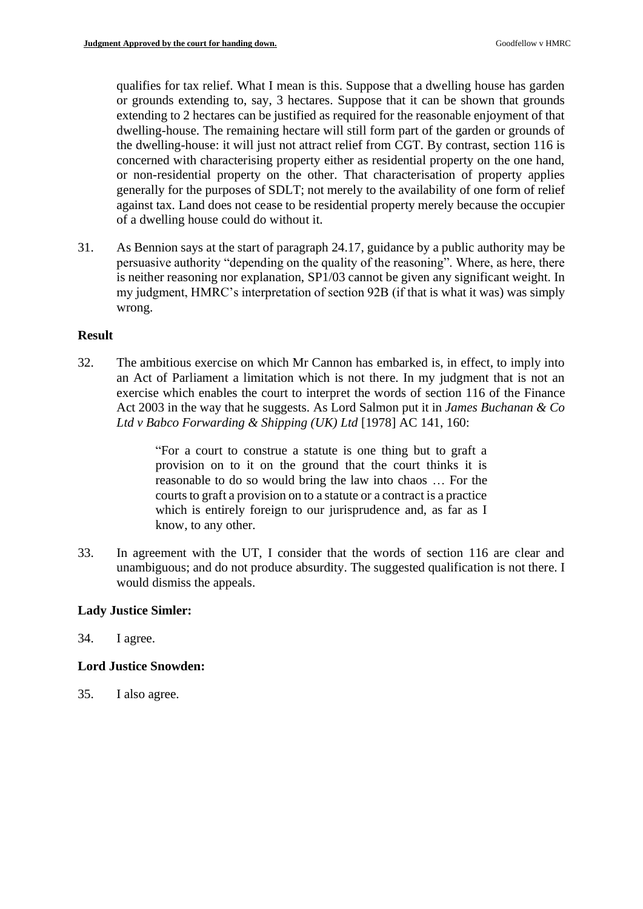qualifies for tax relief. What I mean is this. Suppose that a dwelling house has garden or grounds extending to, say, 3 hectares. Suppose that it can be shown that grounds extending to 2 hectares can be justified as required for the reasonable enjoyment of that dwelling-house. The remaining hectare will still form part of the garden or grounds of the dwelling-house: it will just not attract relief from CGT. By contrast, section 116 is concerned with characterising property either as residential property on the one hand, or non-residential property on the other. That characterisation of property applies generally for the purposes of SDLT; not merely to the availability of one form of relief against tax. Land does not cease to be residential property merely because the occupier of a dwelling house could do without it.

31. As Bennion says at the start of paragraph 24.17, guidance by a public authority may be persuasive authority "depending on the quality of the reasoning". Where, as here, there is neither reasoning nor explanation, SP1/03 cannot be given any significant weight. In my judgment, HMRC's interpretation of section 92B (if that is what it was) was simply wrong.

**Result**

32. The ambitious exercise on which Mr Cannon has embarked is, in effect, to imply into an Act of Parliament a limitation which is not there. In my judgment that is not an exercise which enables the court to interpret the words of section 116 of the Finance Act 2003 in the way that he suggests. As Lord Salmon put it in *James Buchanan & Co Ltd v Babco Forwarding & Shipping (UK) Ltd* [1978] AC 141, 160:

> "For a court to construe a statute is one thing but to graft a provision on to it on the ground that the court thinks it is reasonable to do so would bring the law into chaos … For the courts to graft a provision on to a statute or a contract is a practice which is entirely foreign to our jurisprudence and, as far as I know, to any other.

33. In agreement with the UT, I consider that the words of section 116 are clear and unambiguous; and do not produce absurdity. The suggested qualification is not there. I would dismiss the appeals.

**Lady Justice Simler:**

34. I agree.

**Lord Justice Snowden:**

35. I also agree.